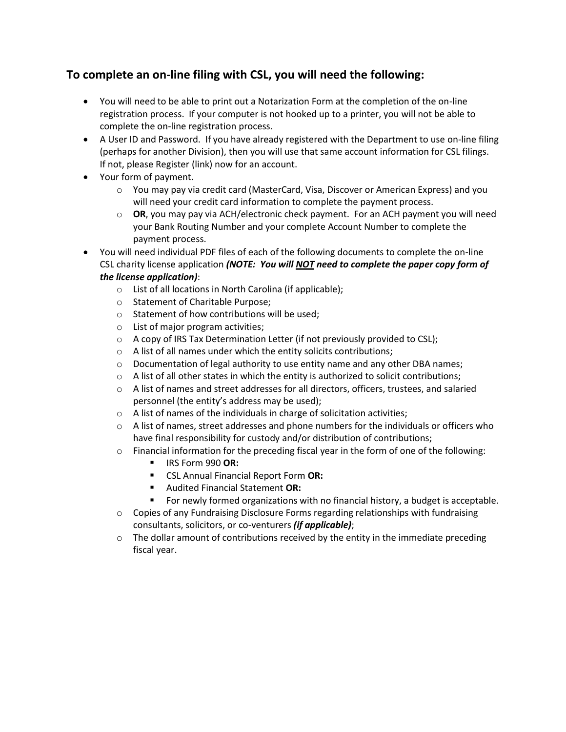## To complete an on-line filing with CSL, you will need the following:

- You will need to be able to print out a Notarization Form at the completion of the on-line registration process. If your computer is not hooked up to a printer, you will not be able to complete the on-line registration process.
- A User ID and Password. If you have already registered with the Department to use on-line filing (perhaps for another Division), then you will use that same account information for CSL filings. If not, please Register (link) now for an account.
- Your form of payment.
  - You may pay via credit card (MasterCard, Visa, Discover or American Express) and you will need your credit card information to complete the payment process.
  - **OR**, you may pay via ACH/electronic check payment. For an ACH payment you will need your Bank Routing Number and your complete Account Number to complete the payment process.
- You will need individual PDF files of each of the following documents to complete the on-line CSL charity license application ***(NOTE: You will NOT need to complete the paper copy form of the license application)***:
  - List of all locations in North Carolina (if applicable);
  - Statement of Charitable Purpose;
  - Statement of how contributions will be used;
  - List of major program activities;
  - A copy of IRS Tax Determination Letter (if not previously provided to CSL);
  - A list of all names under which the entity solicits contributions;
  - Documentation of legal authority to use entity name and any other DBA names;
  - A list of all other states in which the entity is authorized to solicit contributions;
  - A list of names and street addresses for all directors, officers, trustees, and salaried personnel (the entity's address may be used);
  - A list of names of the individuals in charge of solicitation activities;
  - A list of names, street addresses and phone numbers for the individuals or officers who have final responsibility for custody and/or distribution of contributions;
  - Financial information for the preceding fiscal year in the form of one of the following:
    - IRS Form 990 **OR:**
    - CSL Annual Financial Report Form **OR:**
    - Audited Financial Statement **OR:**
    - For newly formed organizations with no financial history, a budget is acceptable.
  - Copies of any Fundraising Disclosure Forms regarding relationships with fundraising consultants, solicitors, or co-venturers ***(if applicable)***;
  - The dollar amount of contributions received by the entity in the immediate preceding fiscal year.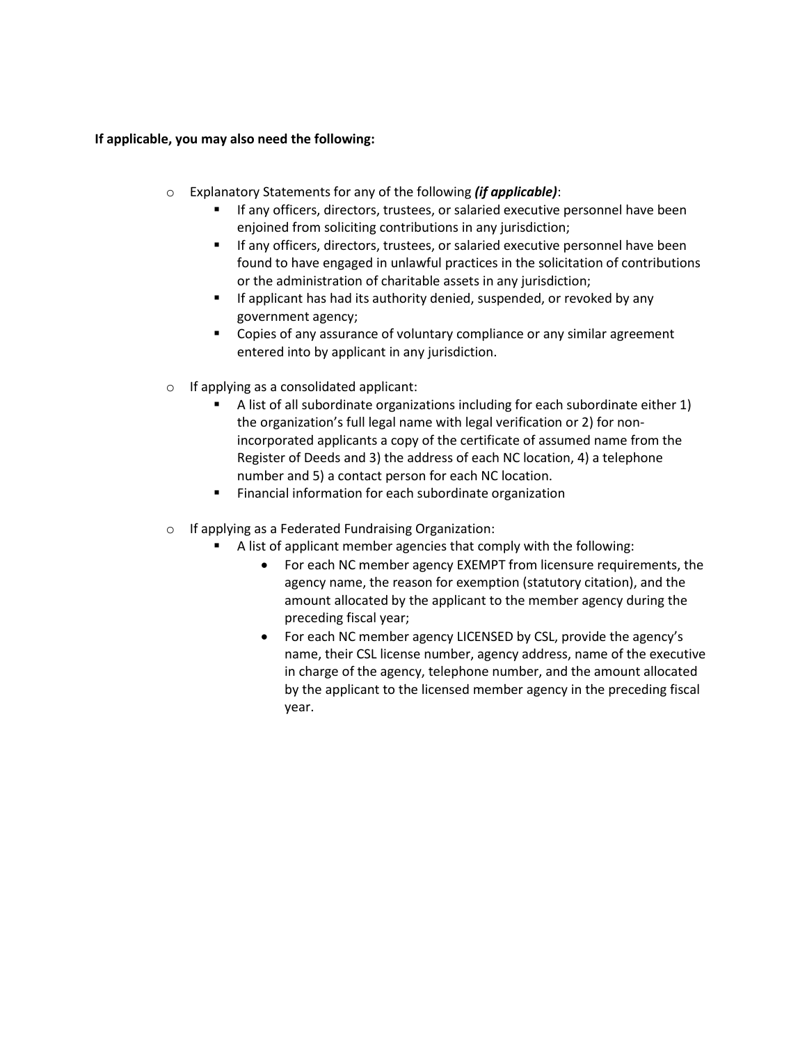**If applicable, you may also need the following:**

- Explanatory Statements for any of the following ***(if applicable)***:
  - If any officers, directors, trustees, or salaried executive personnel have been enjoined from soliciting contributions in any jurisdiction;
  - If any officers, directors, trustees, or salaried executive personnel have been found to have engaged in unlawful practices in the solicitation of contributions or the administration of charitable assets in any jurisdiction;
  - If applicant has had its authority denied, suspended, or revoked by any government agency;
  - Copies of any assurance of voluntary compliance or any similar agreement entered into by applicant in any jurisdiction.

- If applying as a consolidated applicant:
  - A list of all subordinate organizations including for each subordinate either 1) the organization's full legal name with legal verification or 2) for non-incorporated applicants a copy of the certificate of assumed name from the Register of Deeds and 3) the address of each NC location, 4) a telephone number and 5) a contact person for each NC location.
  - Financial information for each subordinate organization

- If applying as a Federated Fundraising Organization:
  - A list of applicant member agencies that comply with the following:
    - For each NC member agency EXEMPT from licensure requirements, the agency name, the reason for exemption (statutory citation), and the amount allocated by the applicant to the member agency during the preceding fiscal year;
    - For each NC member agency LICENSED by CSL, provide the agency's name, their CSL license number, agency address, name of the executive in charge of the agency, telephone number, and the amount allocated by the applicant to the licensed member agency in the preceding fiscal year.